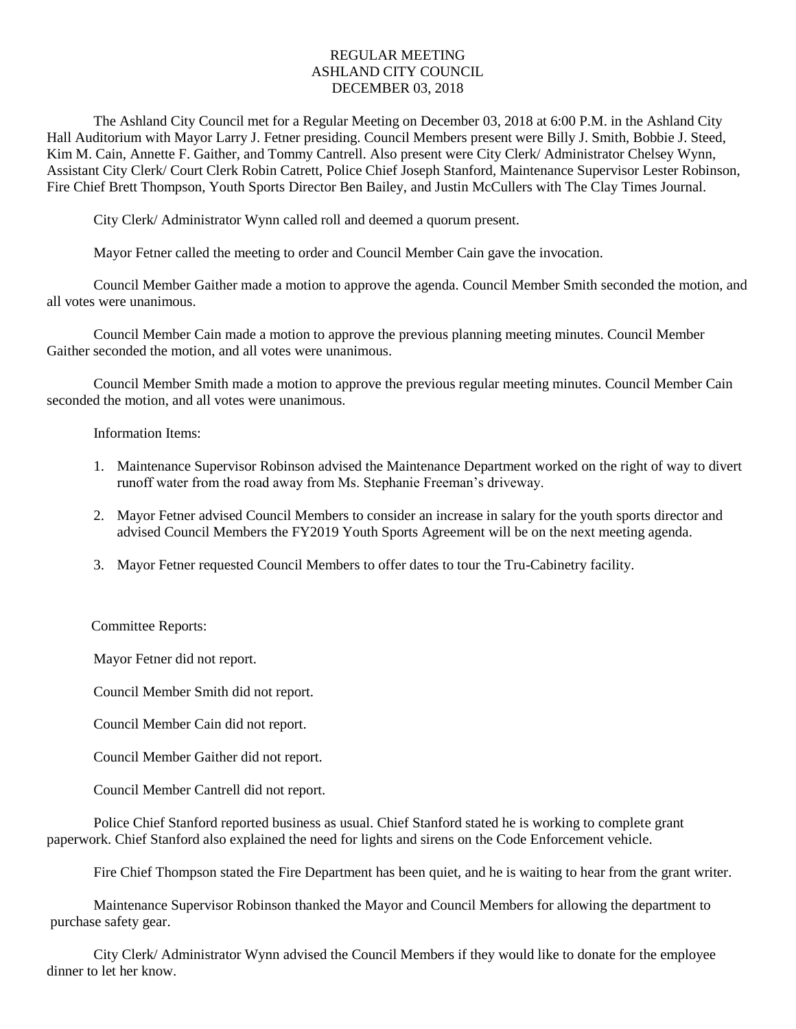# REGULAR MEETING
# ASHLAND CITY COUNCIL
# DECEMBER 03, 2018

The Ashland City Council met for a Regular Meeting on December 03, 2018 at 6:00 P.M. in the Ashland City Hall Auditorium with Mayor Larry J. Fetner presiding. Council Members present were Billy J. Smith, Bobbie J. Steed, Kim M. Cain, Annette F. Gaither, and Tommy Cantrell. Also present were City Clerk/ Administrator Chelsey Wynn, Assistant City Clerk/ Court Clerk Robin Catrett, Police Chief Joseph Stanford, Maintenance Supervisor Lester Robinson, Fire Chief Brett Thompson, Youth Sports Director Ben Bailey, and Justin McCullers with The Clay Times Journal.

City Clerk/ Administrator Wynn called roll and deemed a quorum present.

Mayor Fetner called the meeting to order and Council Member Cain gave the invocation.

Council Member Gaither made a motion to approve the agenda. Council Member Smith seconded the motion, and all votes were unanimous.

Council Member Cain made a motion to approve the previous planning meeting minutes. Council Member Gaither seconded the motion, and all votes were unanimous.

Council Member Smith made a motion to approve the previous regular meeting minutes. Council Member Cain seconded the motion, and all votes were unanimous.

Information Items:

1. Maintenance Supervisor Robinson advised the Maintenance Department worked on the right of way to divert runoff water from the road away from Ms. Stephanie Freeman's driveway.
2. Mayor Fetner advised Council Members to consider an increase in salary for the youth sports director and advised Council Members the FY2019 Youth Sports Agreement will be on the next meeting agenda.
3. Mayor Fetner requested Council Members to offer dates to tour the Tru-Cabinetry facility.

Committee Reports:

Mayor Fetner did not report.

Council Member Smith did not report.

Council Member Cain did not report.

Council Member Gaither did not report.

Council Member Cantrell did not report.

Police Chief Stanford reported business as usual. Chief Stanford stated he is working to complete grant paperwork. Chief Stanford also explained the need for lights and sirens on the Code Enforcement vehicle.

Fire Chief Thompson stated the Fire Department has been quiet, and he is waiting to hear from the grant writer.

Maintenance Supervisor Robinson thanked the Mayor and Council Members for allowing the department to purchase safety gear.

City Clerk/ Administrator Wynn advised the Council Members if they would like to donate for the employee dinner to let her know.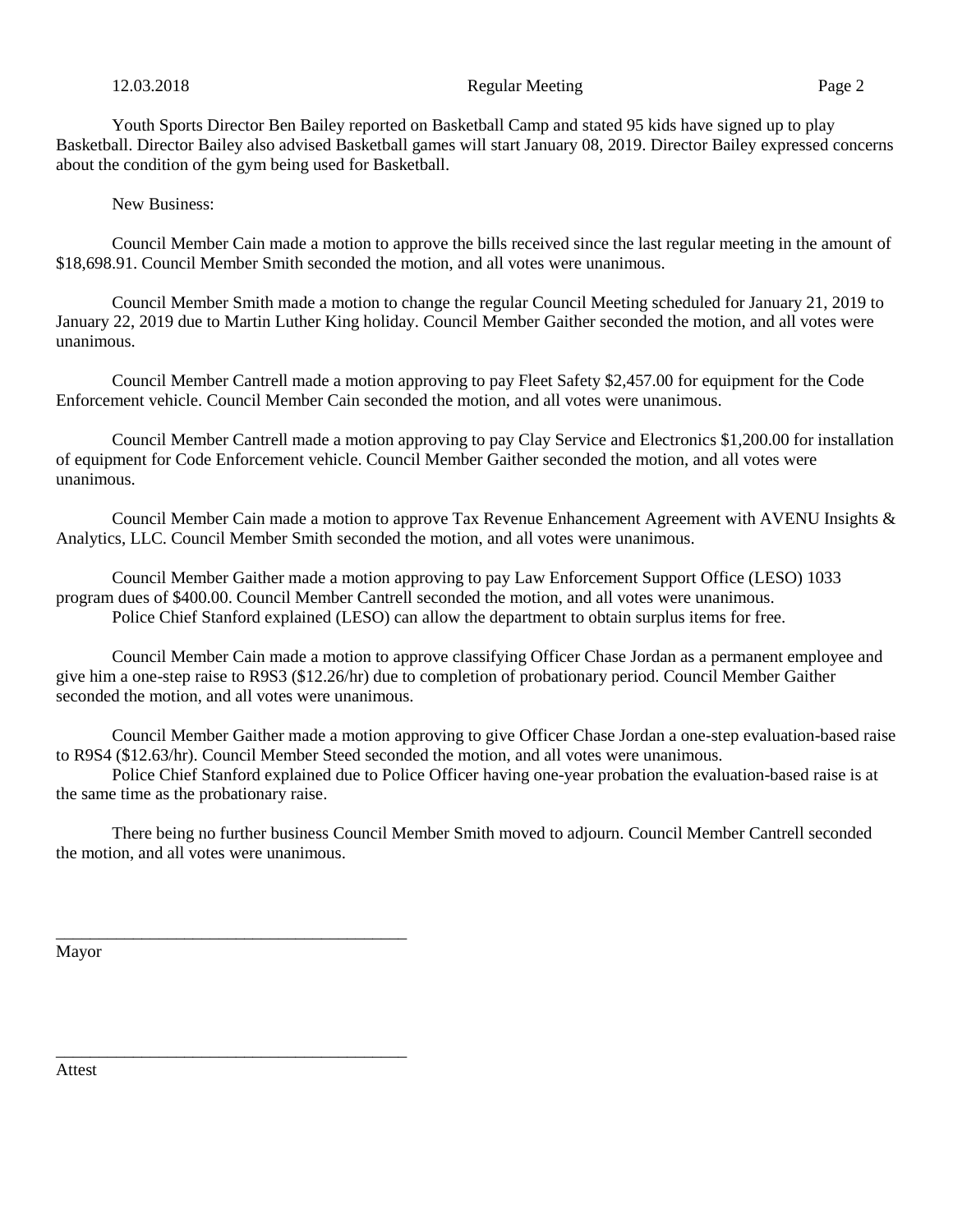Youth Sports Director Ben Bailey reported on Basketball Camp and stated 95 kids have signed up to play Basketball. Director Bailey also advised Basketball games will start January 08, 2019. Director Bailey expressed concerns about the condition of the gym being used for Basketball.

New Business:

Council Member Cain made a motion to approve the bills received since the last regular meeting in the amount of $18,698.91. Council Member Smith seconded the motion, and all votes were unanimous.

Council Member Smith made a motion to change the regular Council Meeting scheduled for January 21, 2019 to January 22, 2019 due to Martin Luther King holiday. Council Member Gaither seconded the motion, and all votes were unanimous.

Council Member Cantrell made a motion approving to pay Fleet Safety $2,457.00 for equipment for the Code Enforcement vehicle. Council Member Cain seconded the motion, and all votes were unanimous.

Council Member Cantrell made a motion approving to pay Clay Service and Electronics $1,200.00 for installation of equipment for Code Enforcement vehicle. Council Member Gaither seconded the motion, and all votes were unanimous.

Council Member Cain made a motion to approve Tax Revenue Enhancement Agreement with AVENU Insights & Analytics, LLC. Council Member Smith seconded the motion, and all votes were unanimous.

Council Member Gaither made a motion approving to pay Law Enforcement Support Office (LESO) 1033 program dues of $400.00. Council Member Cantrell seconded the motion, and all votes were unanimous.

Police Chief Stanford explained (LESO) can allow the department to obtain surplus items for free.

Council Member Cain made a motion to approve classifying Officer Chase Jordan as a permanent employee and give him a one-step raise to R9S3 ($12.26/hr) due to completion of probationary period. Council Member Gaither seconded the motion, and all votes were unanimous.

Council Member Gaither made a motion approving to give Officer Chase Jordan a one-step evaluation-based raise to R9S4 ($12.63/hr). Council Member Steed seconded the motion, and all votes were unanimous.

Police Chief Stanford explained due to Police Officer having one-year probation the evaluation-based raise is at the same time as the probationary raise.

There being no further business Council Member Smith moved to adjourn. Council Member Cantrell seconded the motion, and all votes were unanimous.

\_\_\_\_\_\_\_\_\_\_\_\_\_\_\_\_\_\_\_\_\_\_\_\_\_\_\_\_\_\_\_\_\_\_\_\_\_\_\_\_\_

Mayor

\_\_\_\_\_\_\_\_\_\_\_\_\_\_\_\_\_\_\_\_\_\_\_\_\_\_\_\_\_\_\_\_\_\_\_\_\_\_\_\_\_

Attest